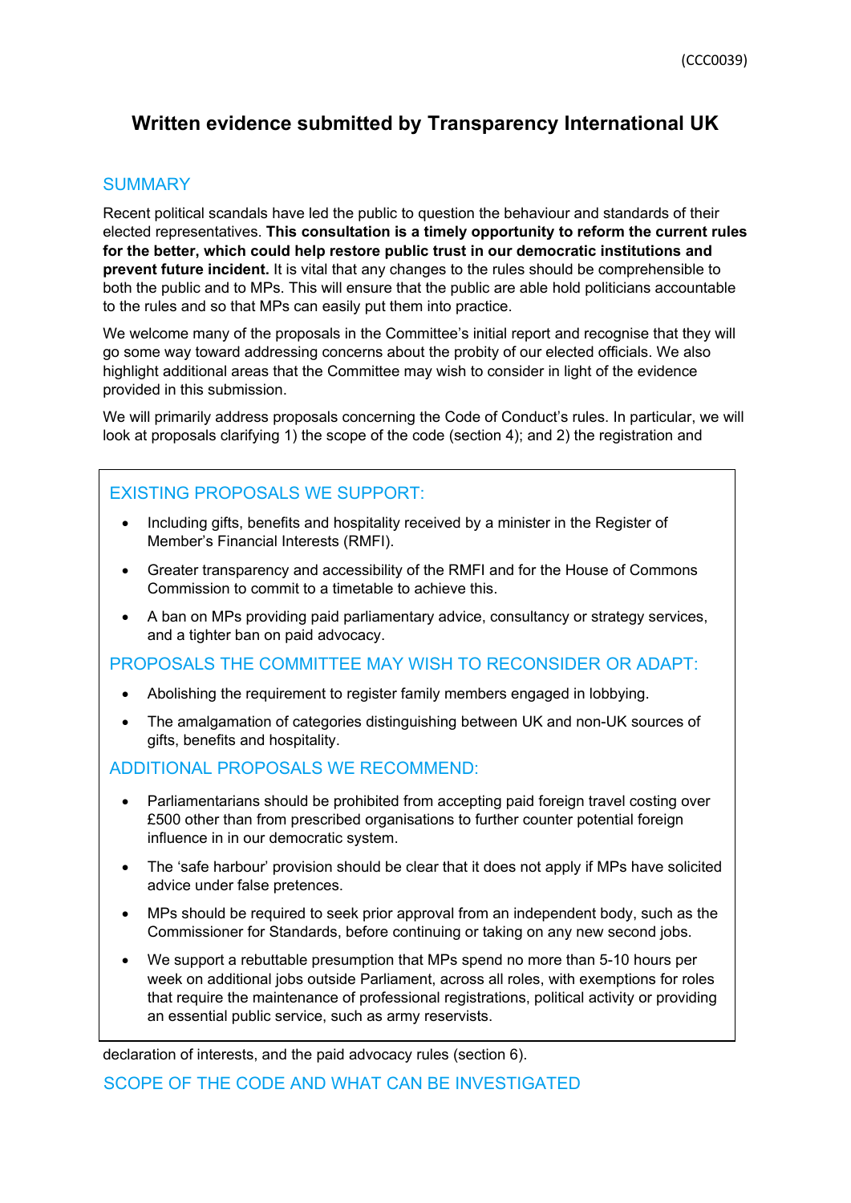(CCC0039)

# Written evidence submitted by Transparency International UK

## SUMMARY

Recent political scandals have led the public to question the behaviour and standards of their elected representatives. **This consultation is a timely opportunity to reform the current rules for the better, which could help restore public trust in our democratic institutions and prevent future incident.** It is vital that any changes to the rules should be comprehensible to both the public and to MPs. This will ensure that the public are able hold politicians accountable to the rules and so that MPs can easily put them into practice.

We welcome many of the proposals in the Committee's initial report and recognise that they will go some way toward addressing concerns about the probity of our elected officials. We also highlight additional areas that the Committee may wish to consider in light of the evidence provided in this submission.

We will primarily address proposals concerning the Code of Conduct's rules. In particular, we will look at proposals clarifying 1) the scope of the code (section 4); and 2) the registration and declaration of interests, and the paid advocacy rules (section 6).

### EXISTING PROPOSALS WE SUPPORT:

- Including gifts, benefits and hospitality received by a minister in the Register of Member's Financial Interests (RMFI).
- Greater transparency and accessibility of the RMFI and for the House of Commons Commission to commit to a timetable to achieve this.
- A ban on MPs providing paid parliamentary advice, consultancy or strategy services, and a tighter ban on paid advocacy.

### PROPOSALS THE COMMITTEE MAY WISH TO RECONSIDER OR ADAPT:

- Abolishing the requirement to register family members engaged in lobbying.
- The amalgamation of categories distinguishing between UK and non-UK sources of gifts, benefits and hospitality.

### ADDITIONAL PROPOSALS WE RECOMMEND:

- Parliamentarians should be prohibited from accepting paid foreign travel costing over £500 other than from prescribed organisations to further counter potential foreign influence in in our democratic system.
- The 'safe harbour' provision should be clear that it does not apply if MPs have solicited advice under false pretences.
- MPs should be required to seek prior approval from an independent body, such as the Commissioner for Standards, before continuing or taking on any new second jobs.
- We support a rebuttable presumption that MPs spend no more than 5-10 hours per week on additional jobs outside Parliament, across all roles, with exemptions for roles that require the maintenance of professional registrations, political activity or providing an essential public service, such as army reservists.

## SCOPE OF THE CODE AND WHAT CAN BE INVESTIGATED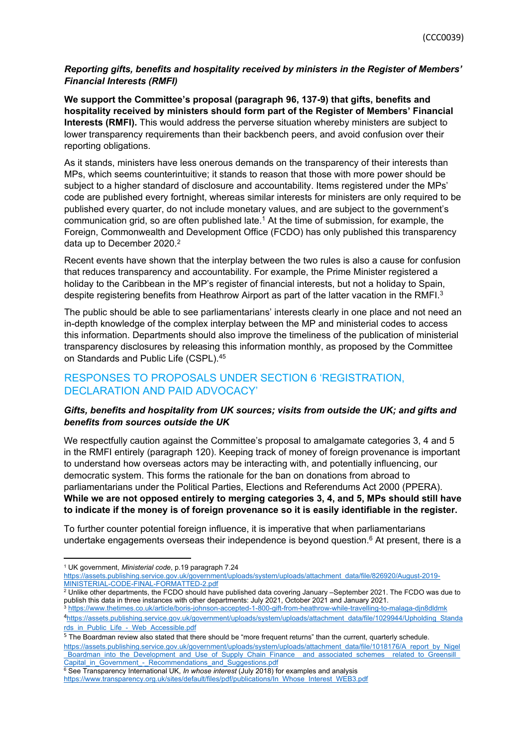*(CCC0039)*

### ***Reporting gifts, benefits and hospitality received by ministers in the Register of Members' Financial Interests (RMFI)***

**We support the Committee's proposal (paragraph 96, 137-9) that gifts, benefits and hospitality received by ministers should form part of the Register of Members' Financial Interests (RMFI).** This would address the perverse situation whereby ministers are subject to lower transparency requirements than their backbench peers, and avoid confusion over their reporting obligations.

As it stands, ministers have less onerous demands on the transparency of their interests than MPs, which seems counterintuitive; it stands to reason that those with more power should be subject to a higher standard of disclosure and accountability. Items registered under the MPs' code are published every fortnight, whereas similar interests for ministers are only required to be published every quarter, do not include monetary values, and are subject to the government's communication grid, so are often published late.[1] At the time of submission, for example, the Foreign, Commonwealth and Development Office (FCDO) has only published this transparency data up to December 2020.[2]

Recent events have shown that the interplay between the two rules is also a cause for confusion that reduces transparency and accountability. For example, the Prime Minister registered a holiday to the Caribbean in the MP's register of financial interests, but not a holiday to Spain, despite registering benefits from Heathrow Airport as part of the latter vacation in the RMFI.[3]

The public should be able to see parliamentarians' interests clearly in one place and not need an in-depth knowledge of the complex interplay between the MP and ministerial codes to access this information. Departments should also improve the timeliness of the publication of ministerial transparency disclosures by releasing this information monthly, as proposed by the Committee on Standards and Public Life (CSPL).[4][5]

## RESPONSES TO PROPOSALS UNDER SECTION 6 'REGISTRATION, DECLARATION AND PAID ADVOCACY'

### ***Gifts, benefits and hospitality from UK sources; visits from outside the UK; and gifts and benefits from sources outside the UK***

We respectfully caution against the Committee's proposal to amalgamate categories 3, 4 and 5 in the RMFI entirely (paragraph 120). Keeping track of money of foreign provenance is important to understand how overseas actors may be interacting with, and potentially influencing, our democratic system. This forms the rationale for the ban on donations from abroad to parliamentarians under the Political Parties, Elections and Referendums Act 2000 (PPERA). **While we are not opposed entirely to merging categories 3, 4, and 5, MPs should still have to indicate if the money is of foreign provenance so it is easily identifiable in the register.**

To further counter potential foreign influence, it is imperative that when parliamentarians undertake engagements overseas their independence is beyond question.[6] At present, there is a

---

[1] UK government, *Ministerial code*, p.19 paragraph 7.24 https://assets.publishing.service.gov.uk/government/uploads/system/uploads/attachment_data/file/826920/August-2019-MINISTERIAL-CODE-FINAL-FORMATTED-2.pdf

[2] Unlike other departments, the FCDO should have published data covering January –September 2021. The FCDO was due to publish this data in three instances with other departments: July 2021, October 2021 and January 2021.

[3] https://www.thetimes.co.uk/article/boris-johnson-accepted-1-800-gift-from-heathrow-while-travelling-to-malaga-djn8dldmk

[4] https://assets.publishing.service.gov.uk/government/uploads/system/uploads/attachment_data/file/1029944/Upholding_Standards_in_Public_Life_-_Web_Accessible.pdf

[5] The Boardman review also stated that there should be "more frequent returns" than the current, quarterly schedule. https://assets.publishing.service.gov.uk/government/uploads/system/uploads/attachment_data/file/1018176/A_report_by_Nigel_Boardman_into_the_Development_and_Use_of_Supply_Chain_Finance__and_associated_schemes__related_to_Greensill_Capital_in_Government_-_Recommendations_and_Suggestions.pdf

[6] See Transparency International UK, *In whose interest* (July 2018) for examples and analysis https://www.transparency.org.uk/sites/default/files/pdf/publications/In_Whose_Interest_WEB3.pdf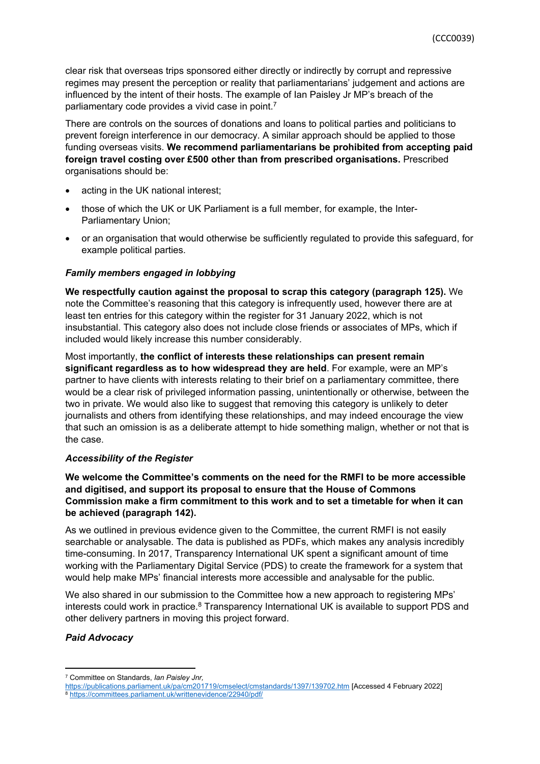clear risk that overseas trips sponsored either directly or indirectly by corrupt and repressive regimes may present the perception or reality that parliamentarians' judgement and actions are influenced by the intent of their hosts. The example of Ian Paisley Jr MP's breach of the parliamentary code provides a vivid case in point.[7]

There are controls on the sources of donations and loans to political parties and politicians to prevent foreign interference in our democracy. A similar approach should be applied to those funding overseas visits. **We recommend parliamentarians be prohibited from accepting paid foreign travel costing over £500 other than from prescribed organisations.** Prescribed organisations should be:

- acting in the UK national interest;
- those of which the UK or UK Parliament is a full member, for example, the Inter-Parliamentary Union;
- or an organisation that would otherwise be sufficiently regulated to provide this safeguard, for example political parties.

***Family members engaged in lobbying***

**We respectfully caution against the proposal to scrap this category (paragraph 125).** We note the Committee's reasoning that this category is infrequently used, however there are at least ten entries for this category within the register for 31 January 2022, which is not insubstantial. This category also does not include close friends or associates of MPs, which if included would likely increase this number considerably.

Most importantly, **the conflict of interests these relationships can present remain significant regardless as to how widespread they are held**. For example, were an MP's partner to have clients with interests relating to their brief on a parliamentary committee, there would be a clear risk of privileged information passing, unintentionally or otherwise, between the two in private. We would also like to suggest that removing this category is unlikely to deter journalists and others from identifying these relationships, and may indeed encourage the view that such an omission is as a deliberate attempt to hide something malign, whether or not that is the case.

***Accessibility of the Register***

**We welcome the Committee's comments on the need for the RMFI to be more accessible and digitised, and support its proposal to ensure that the House of Commons Commission make a firm commitment to this work and to set a timetable for when it can be achieved (paragraph 142).**

As we outlined in previous evidence given to the Committee, the current RMFI is not easily searchable or analysable. The data is published as PDFs, which makes any analysis incredibly time-consuming. In 2017, Transparency International UK spent a significant amount of time working with the Parliamentary Digital Service (PDS) to create the framework for a system that would help make MPs' financial interests more accessible and analysable for the public.

We also shared in our submission to the Committee how a new approach to registering MPs' interests could work in practice.[8] Transparency International UK is available to support PDS and other delivery partners in moving this project forward.

***Paid Advocacy***

---

[7] Committee on Standards, *Ian Paisley Jnr,* https://publications.parliament.uk/pa/cm201719/cmselect/cmstandards/1397/139702.htm [Accessed 4 February 2022]

[8] https://committees.parliament.uk/writtenevidence/22940/pdf/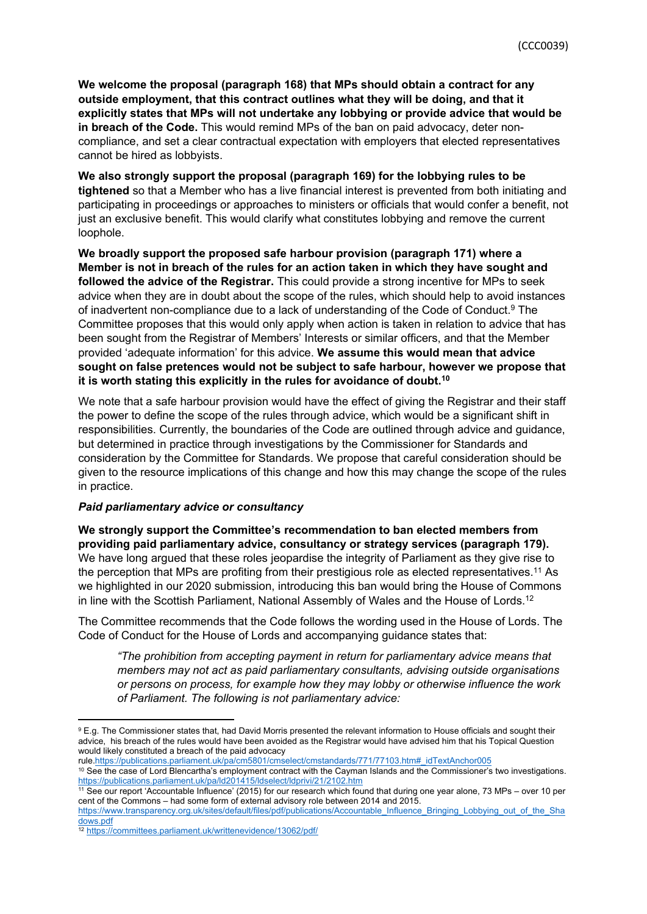**We welcome the proposal (paragraph 168) that MPs should obtain a contract for any outside employment, that this contract outlines what they will be doing, and that it explicitly states that MPs will not undertake any lobbying or provide advice that would be in breach of the Code.** This would remind MPs of the ban on paid advocacy, deter non-compliance, and set a clear contractual expectation with employers that elected representatives cannot be hired as lobbyists.

**We also strongly support the proposal (paragraph 169) for the lobbying rules to be tightened** so that a Member who has a live financial interest is prevented from both initiating and participating in proceedings or approaches to ministers or officials that would confer a benefit, not just an exclusive benefit. This would clarify what constitutes lobbying and remove the current loophole.

**We broadly support the proposed safe harbour provision (paragraph 171) where a Member is not in breach of the rules for an action taken in which they have sought and followed the advice of the Registrar.** This could provide a strong incentive for MPs to seek advice when they are in doubt about the scope of the rules, which should help to avoid instances of inadvertent non-compliance due to a lack of understanding of the Code of Conduct.[9] The Committee proposes that this would only apply when action is taken in relation to advice that has been sought from the Registrar of Members' Interests or similar officers, and that the Member provided 'adequate information' for this advice. **We assume this would mean that advice sought on false pretences would not be subject to safe harbour, however we propose that it is worth stating this explicitly in the rules for avoidance of doubt.[10]**

We note that a safe harbour provision would have the effect of giving the Registrar and their staff the power to define the scope of the rules through advice, which would be a significant shift in responsibilities. Currently, the boundaries of the Code are outlined through advice and guidance, but determined in practice through investigations by the Commissioner for Standards and consideration by the Committee for Standards. We propose that careful consideration should be given to the resource implications of this change and how this may change the scope of the rules in practice.

### *Paid parliamentary advice or consultancy*

**We strongly support the Committee's recommendation to ban elected members from providing paid parliamentary advice, consultancy or strategy services (paragraph 179).** We have long argued that these roles jeopardise the integrity of Parliament as they give rise to the perception that MPs are profiting from their prestigious role as elected representatives.[11] As we highlighted in our 2020 submission, introducing this ban would bring the House of Commons in line with the Scottish Parliament, National Assembly of Wales and the House of Lords.[12]

The Committee recommends that the Code follows the wording used in the House of Lords. The Code of Conduct for the House of Lords and accompanying guidance states that:

> *"The prohibition from accepting payment in return for parliamentary advice means that members may not act as paid parliamentary consultants, advising outside organisations or persons on process, for example how they may lobby or otherwise influence the work of Parliament. The following is not parliamentary advice:*

---

[9] E.g. The Commissioner states that, had David Morris presented the relevant information to House officials and sought their advice, his breach of the rules would have been avoided as the Registrar would have advised him that his Topical Question would likely constituted a breach of the paid advocacy rule.https://publications.parliament.uk/pa/cm5801/cmselect/cmstandards/771/77103.htm#_idTextAnchor005

[10] See the case of Lord Blencartha's employment contract with the Cayman Islands and the Commissioner's two investigations. https://publications.parliament.uk/pa/ld201415/ldselect/ldprivi/21/2102.htm

[11] See our report 'Accountable Influence' (2015) for our research which found that during one year alone, 73 MPs – over 10 per cent of the Commons – had some form of external advisory role between 2014 and 2015. https://www.transparency.org.uk/sites/default/files/pdf/publications/Accountable_Influence_Bringing_Lobbying_out_of_the_Shadows.pdf

[12] https://committees.parliament.uk/writtenevidence/13062/pdf/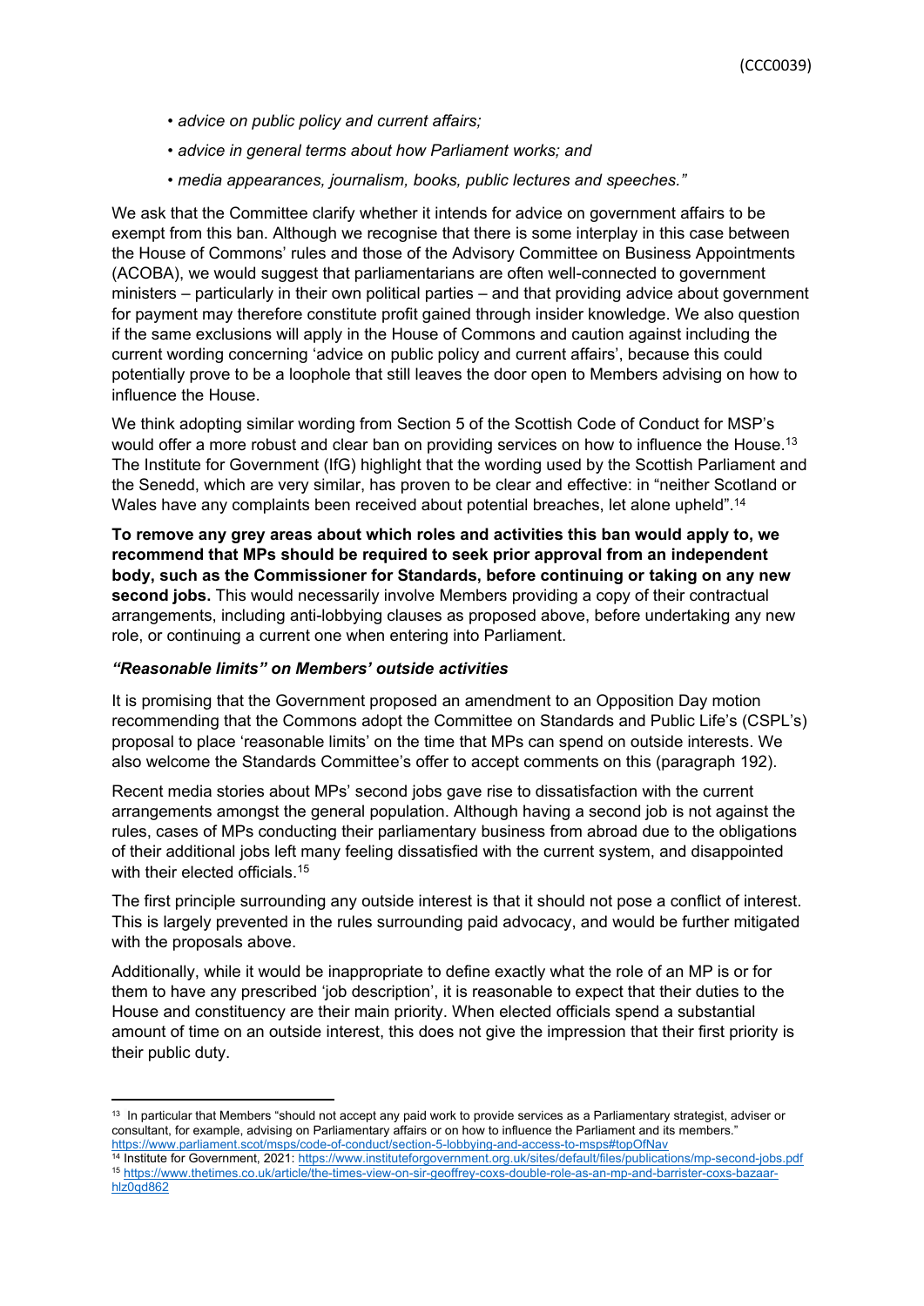- *advice on public policy and current affairs;*
- *advice in general terms about how Parliament works; and*
- *media appearances, journalism, books, public lectures and speeches."*

We ask that the Committee clarify whether it intends for advice on government affairs to be exempt from this ban. Although we recognise that there is some interplay in this case between the House of Commons' rules and those of the Advisory Committee on Business Appointments (ACOBA), we would suggest that parliamentarians are often well-connected to government ministers – particularly in their own political parties – and that providing advice about government for payment may therefore constitute profit gained through insider knowledge. We also question if the same exclusions will apply in the House of Commons and caution against including the current wording concerning 'advice on public policy and current affairs', because this could potentially prove to be a loophole that still leaves the door open to Members advising on how to influence the House.

We think adopting similar wording from Section 5 of the Scottish Code of Conduct for MSP's would offer a more robust and clear ban on providing services on how to influence the House.[13] The Institute for Government (IfG) highlight that the wording used by the Scottish Parliament and the Senedd, which are very similar, has proven to be clear and effective: in "neither Scotland or Wales have any complaints been received about potential breaches, let alone upheld".[14]

**To remove any grey areas about which roles and activities this ban would apply to, we recommend that MPs should be required to seek prior approval from an independent body, such as the Commissioner for Standards, before continuing or taking on any new second jobs.** This would necessarily involve Members providing a copy of their contractual arrangements, including anti-lobbying clauses as proposed above, before undertaking any new role, or continuing a current one when entering into Parliament.

### *"Reasonable limits" on Members' outside activities*

It is promising that the Government proposed an amendment to an Opposition Day motion recommending that the Commons adopt the Committee on Standards and Public Life's (CSPL's) proposal to place 'reasonable limits' on the time that MPs can spend on outside interests. We also welcome the Standards Committee's offer to accept comments on this (paragraph 192).

Recent media stories about MPs' second jobs gave rise to dissatisfaction with the current arrangements amongst the general population. Although having a second job is not against the rules, cases of MPs conducting their parliamentary business from abroad due to the obligations of their additional jobs left many feeling dissatisfied with the current system, and disappointed with their elected officials.[15]

The first principle surrounding any outside interest is that it should not pose a conflict of interest. This is largely prevented in the rules surrounding paid advocacy, and would be further mitigated with the proposals above.

Additionally, while it would be inappropriate to define exactly what the role of an MP is or for them to have any prescribed 'job description', it is reasonable to expect that their duties to the House and constituency are their main priority. When elected officials spend a substantial amount of time on an outside interest, this does not give the impression that their first priority is their public duty.

---

[13] In particular that Members "should not accept any paid work to provide services as a Parliamentary strategist, adviser or consultant, for example, advising on Parliamentary affairs or on how to influence the Parliament and its members." https://www.parliament.scot/msps/code-of-conduct/section-5-lobbying-and-access-to-msps#topOfNav

[14] Institute for Government, 2021: https://www.instituteforgovernment.org.uk/sites/default/files/publications/mp-second-jobs.pdf

[15] https://www.thetimes.co.uk/article/the-times-view-on-sir-geoffrey-coxs-double-role-as-an-mp-and-barrister-coxs-bazaar-hlz0qd862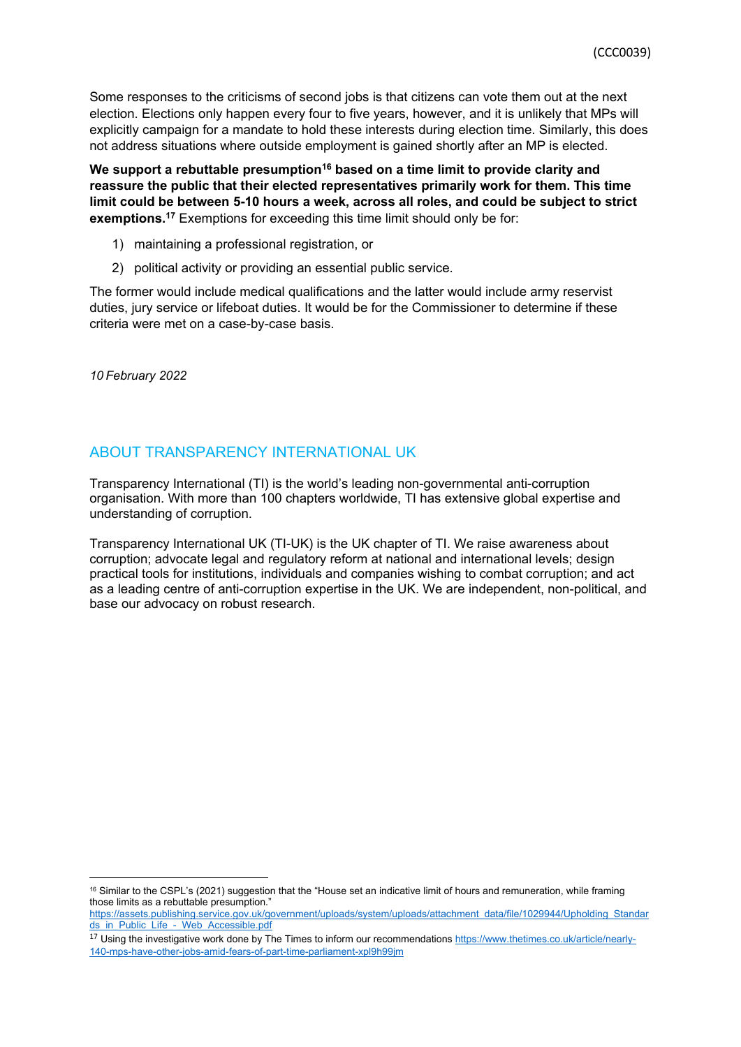Some responses to the criticisms of second jobs is that citizens can vote them out at the next election. Elections only happen every four to five years, however, and it is unlikely that MPs will explicitly campaign for a mandate to hold these interests during election time. Similarly, this does not address situations where outside employment is gained shortly after an MP is elected.

**We support a rebuttable presumption[16] based on a time limit to provide clarity and reassure the public that their elected representatives primarily work for them. This time limit could be between 5-10 hours a week, across all roles, and could be subject to strict exemptions.[17]** Exemptions for exceeding this time limit should only be for:

1) maintaining a professional registration, or
2) political activity or providing an essential public service.

The former would include medical qualifications and the latter would include army reservist duties, jury service or lifeboat duties. It would be for the Commissioner to determine if these criteria were met on a case-by-case basis.

*10 February 2022*

## ABOUT TRANSPARENCY INTERNATIONAL UK

Transparency International (TI) is the world's leading non-governmental anti-corruption organisation. With more than 100 chapters worldwide, TI has extensive global expertise and understanding of corruption.

Transparency International UK (TI-UK) is the UK chapter of TI. We raise awareness about corruption; advocate legal and regulatory reform at national and international levels; design practical tools for institutions, individuals and companies wishing to combat corruption; and act as a leading centre of anti-corruption expertise in the UK. We are independent, non-political, and base our advocacy on robust research.

---

[16] Similar to the CSPL's (2021) suggestion that the "House set an indicative limit of hours and remuneration, while framing those limits as a rebuttable presumption." https://assets.publishing.service.gov.uk/government/uploads/system/uploads/attachment_data/file/1029944/Upholding_Standards_in_Public_Life_-_Web_Accessible.pdf

[17] Using the investigative work done by The Times to inform our recommendations https://www.thetimes.co.uk/article/nearly-140-mps-have-other-jobs-amid-fears-of-part-time-parliament-xpl9h99jm